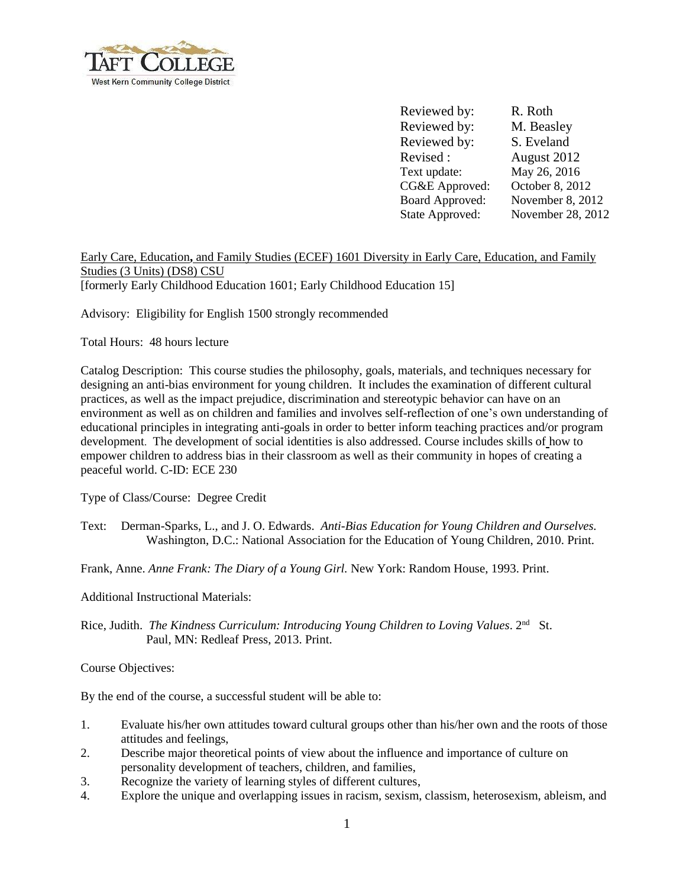| | |
|---|---|
| Reviewed by: | R. Roth |
| Reviewed by: | M. Beasley |
| Reviewed by: | S. Eveland |
| Revised : | August 2012 |
| Text update: | May 26, 2016 |
| CG&E Approved: | October 8, 2012 |
| Board Approved: | November 8, 2012 |
| State Approved: | November 28, 2012 |

Early Care, Education, and Family Studies (ECEF) 1601 Diversity in Early Care, Education, and Family Studies (3 Units) (DS8) CSU
[formerly Early Childhood Education 1601; Early Childhood Education 15]

Advisory: Eligibility for English 1500 strongly recommended

Total Hours: 48 hours lecture

Catalog Description: This course studies the philosophy, goals, materials, and techniques necessary for designing an anti-bias environment for young children. It includes the examination of different cultural practices, as well as the impact prejudice, discrimination and stereotypic behavior can have on an environment as well as on children and families and involves self-reflection of one's own understanding of educational principles in integrating anti-goals in order to better inform teaching practices and/or program development. The development of social identities is also addressed. Course includes skills of how to empower children to address bias in their classroom as well as their community in hopes of creating a peaceful world. C-ID: ECE 230

Type of Class/Course: Degree Credit

Text: Derman-Sparks, L., and J. O. Edwards. *Anti-Bias Education for Young Children and Ourselves.* Washington, D.C.: National Association for the Education of Young Children, 2010. Print.

Frank, Anne. *Anne Frank: The Diary of a Young Girl.* New York: Random House, 1993. Print.

Additional Instructional Materials:

Rice, Judith. *The Kindness Curriculum: Introducing Young Children to Loving Values*. 2nd St. Paul, MN: Redleaf Press, 2013. Print.

Course Objectives:

By the end of the course, a successful student will be able to:

1. Evaluate his/her own attitudes toward cultural groups other than his/her own and the roots of those attitudes and feelings,
2. Describe major theoretical points of view about the influence and importance of culture on personality development of teachers, children, and families,
3. Recognize the variety of learning styles of different cultures,
4. Explore the unique and overlapping issues in racism, sexism, classism, heterosexism, ableism, and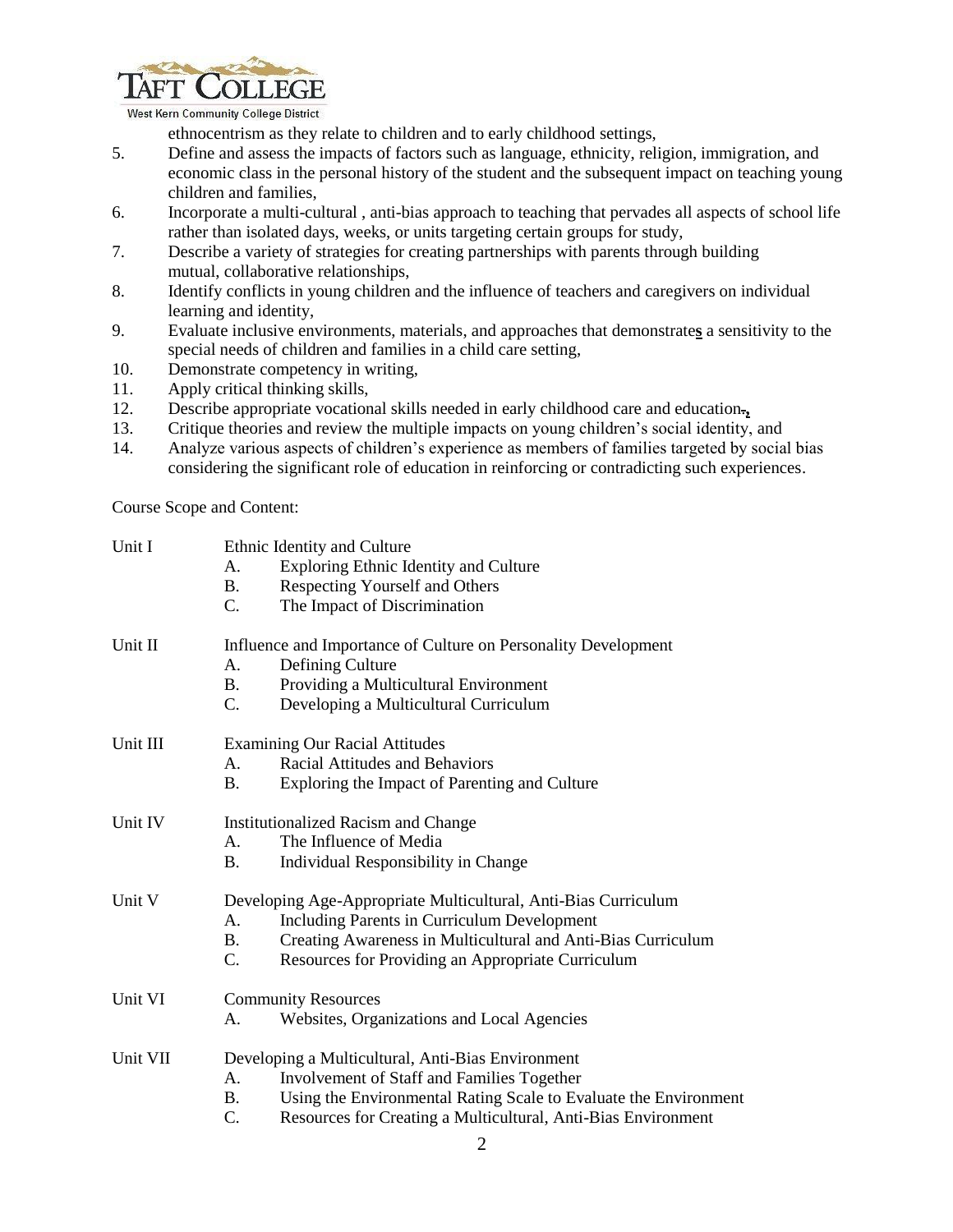ethnocentrism as they relate to children and to early childhood settings,

5. Define and assess the impacts of factors such as language, ethnicity, religion, immigration, and economic class in the personal history of the student and the subsequent impact on teaching young children and families,
6. Incorporate a multi-cultural , anti-bias approach to teaching that pervades all aspects of school life rather than isolated days, weeks, or units targeting certain groups for study,
7. Describe a variety of strategies for creating partnerships with parents through building mutual, collaborative relationships,
8. Identify conflicts in young children and the influence of teachers and caregivers on individual learning and identity,
9. Evaluate inclusive environments, materials, and approaches that demonstrates a sensitivity to the special needs of children and families in a child care setting,
10. Demonstrate competency in writing,
11. Apply critical thinking skills,
12. Describe appropriate vocational skills needed in early childhood care and education,
13. Critique theories and review the multiple impacts on young children's social identity, and
14. Analyze various aspects of children's experience as members of families targeted by social bias considering the significant role of education in reinforcing or contradicting such experiences.

Course Scope and Content:

Unit I — Ethnic Identity and Culture
- A. Exploring Ethnic Identity and Culture
- B. Respecting Yourself and Others
- C. The Impact of Discrimination

Unit II — Influence and Importance of Culture on Personality Development
- A. Defining Culture
- B. Providing a Multicultural Environment
- C. Developing a Multicultural Curriculum

Unit III — Examining Our Racial Attitudes
- A. Racial Attitudes and Behaviors
- B. Exploring the Impact of Parenting and Culture

Unit IV — Institutionalized Racism and Change
- A. The Influence of Media
- B. Individual Responsibility in Change

Unit V — Developing Age-Appropriate Multicultural, Anti-Bias Curriculum
- A. Including Parents in Curriculum Development
- B. Creating Awareness in Multicultural and Anti-Bias Curriculum
- C. Resources for Providing an Appropriate Curriculum

Unit VI — Community Resources
- A. Websites, Organizations and Local Agencies

Unit VII — Developing a Multicultural, Anti-Bias Environment
- A. Involvement of Staff and Families Together
- B. Using the Environmental Rating Scale to Evaluate the Environment
- C. Resources for Creating a Multicultural, Anti-Bias Environment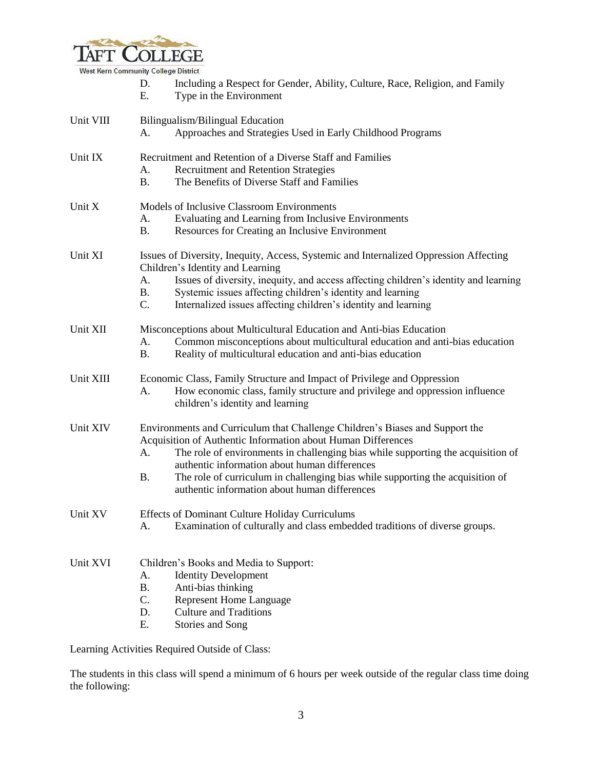D. Including a Respect for Gender, Ability, Culture, Race, Religion, and Family
E. Type in the Environment

Unit VIII Bilingualism/Bilingual Education
A. Approaches and Strategies Used in Early Childhood Programs

Unit IX Recruitment and Retention of a Diverse Staff and Families
A. Recruitment and Retention Strategies
B. The Benefits of Diverse Staff and Families

Unit X Models of Inclusive Classroom Environments
A. Evaluating and Learning from Inclusive Environments
B. Resources for Creating an Inclusive Environment

Unit XI Issues of Diversity, Inequity, Access, Systemic and Internalized Oppression Affecting Children's Identity and Learning
A. Issues of diversity, inequity, and access affecting children's identity and learning
B. Systemic issues affecting children's identity and learning
C. Internalized issues affecting children's identity and learning

Unit XII Misconceptions about Multicultural Education and Anti-bias Education
A. Common misconceptions about multicultural education and anti-bias education
B. Reality of multicultural education and anti-bias education

Unit XIII Economic Class, Family Structure and Impact of Privilege and Oppression
A. How economic class, family structure and privilege and oppression influence children's identity and learning

Unit XIV Environments and Curriculum that Challenge Children's Biases and Support the Acquisition of Authentic Information about Human Differences
A. The role of environments in challenging bias while supporting the acquisition of authentic information about human differences
B. The role of curriculum in challenging bias while supporting the acquisition of authentic information about human differences

Unit XV Effects of Dominant Culture Holiday Curriculums
A. Examination of culturally and class embedded traditions of diverse groups.

Unit XVI Children's Books and Media to Support:
A. Identity Development
B. Anti-bias thinking
C. Represent Home Language
D. Culture and Traditions
E. Stories and Song

Learning Activities Required Outside of Class:

The students in this class will spend a minimum of 6 hours per week outside of the regular class time doing the following: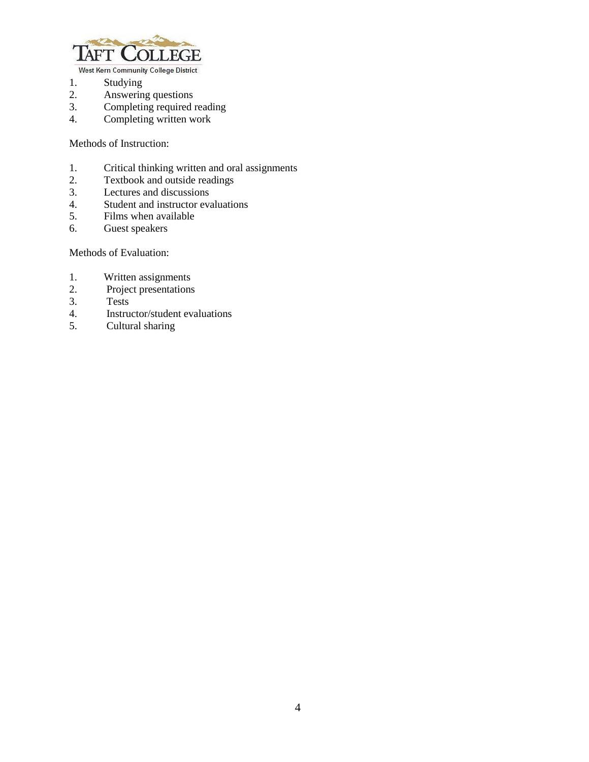1. Studying
2. Answering questions
3. Completing required reading
4. Completing written work

Methods of Instruction:

1. Critical thinking written and oral assignments
2. Textbook and outside readings
3. Lectures and discussions
4. Student and instructor evaluations
5. Films when available
6. Guest speakers

Methods of Evaluation:

1. Written assignments
2. Project presentations
3. Tests
4. Instructor/student evaluations
5. Cultural sharing